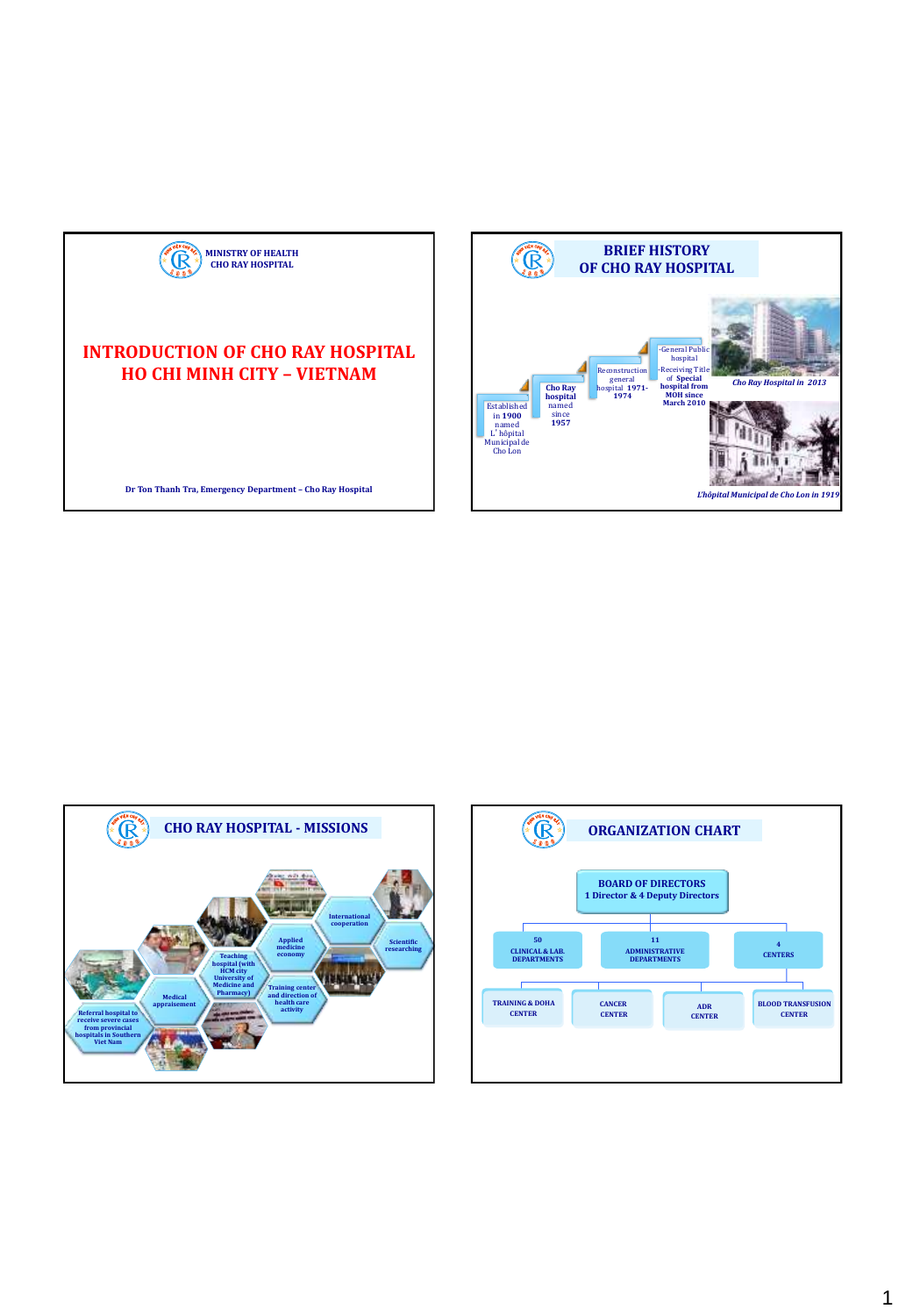MINISTRY OF HEALTH
CHO RAY HOSPITAL

# INTRODUCTION OF CHO RAY HOSPITAL
# HO CHI MINH CITY – VIETNAM

Dr Ton Thanh Tra, Emergency Department – Cho Ray Hospital

---

## BRIEF HISTORY OF CHO RAY HOSPITAL

- Established in 1900 named L' hôpital Municipal de Cho Lon
- **Cho Ray hospital** named since **1957**
- Reconstruction general hospital **1971-1974**
- -General Public hospital
- -Receiving Title of **Special hospital from MOH since March 2010**

*Cho Ray Hospital in 2013*

*L'hôpital Municipal de Cho Lon in 1919*

---

## CHO RAY HOSPITAL - MISSIONS

- Referral hospital to receive severe cases from provincial hospitals in Southern Viet Nam
- Medical appraisement
- Teaching hospital (with HCM city University of Medicine and Pharmacy)
- Training center and direction of health care activity
- Applied medicine economy
- International cooperation
- Scientific researching

---

## ORGANIZATION CHART

**BOARD OF DIRECTORS**
**1 Director & 4 Deputy Directors**

- 50 CLINICAL & LAB. DEPARTMENTS
- 11 ADMINISTRATIVE DEPARTMENTS
- 4 CENTERS
  - TRAINING & DOHA CENTER
  - CANCER CENTER
  - ADR CENTER
  - BLOOD TRANSFUSION CENTER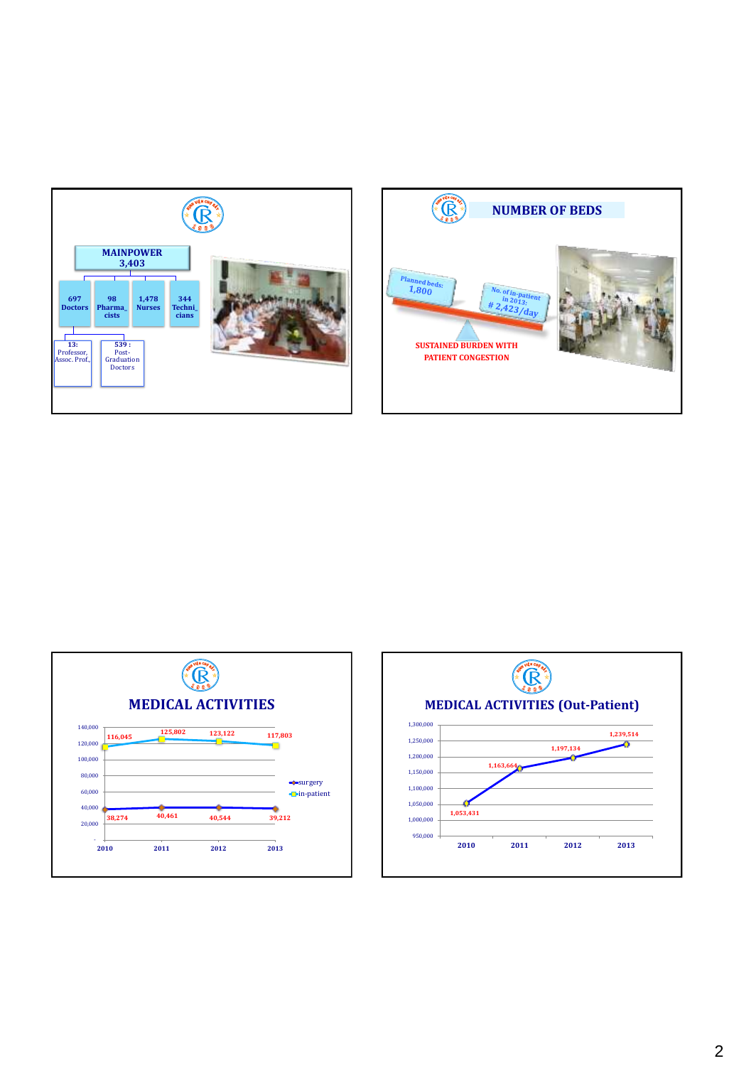## MAINPOWER 3,403

- 697 Doctors
  - 13: Professor, Assoc. Prof.,
  - 539 : Post-Graduation Doctors
- 98 Pharmacists
- 1,478 Nurses
- 344 Technicians

## NUMBER OF BEDS

Planned beds: 1,800

No. of in-patient in 2013: # 2,423/day

SUSTAINED BURDEN WITH PATIENT CONGESTION

## MEDICAL ACTIVITIES

| | 2010 | 2011 | 2012 | 2013 |
|---|---|---|---|---|
| surgery | 38,274 | 40,461 | 40,544 | 39,212 |
| in-patient | 116,045 | 125,802 | 123,122 | 117,803 |

## MEDICAL ACTIVITIES (Out-Patient)

| 2010 | 2011 | 2012 | 2013 |
|---|---|---|---|
| 1,053,431 | 1,163,664 | 1,197,134 | 1,239,514 |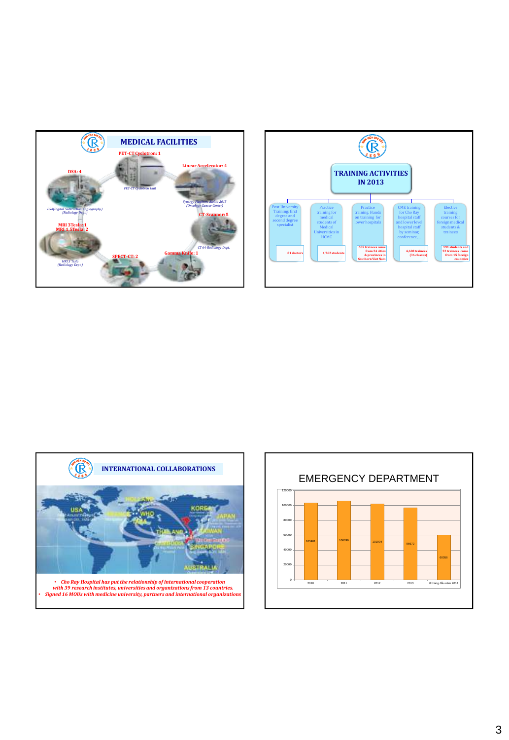## MEDICAL FACILITIES

PET-CT Cyclotron: 1

*PET-CT Cyclotron Unit*

Linear Accelerator: 4

*Synergy Platform, Elekta 2013 (Oncology Cancer Center)*

DSA: 4

*DSA(Digital Subtraction Angiography) (Radiology Dept.)*

CT-Scanner: 5

*CT 64-Radiology Dept.*

MRI 3Tesla: 1
MRI 1,5Tesla: 2

*MRI 3 Tesla (Radiology Dept.)*

SPECT-CT: 2

Gamma Knife: 1

## TRAINING ACTIVITIES IN 2013

| Post University Training: first degree and second degree specialist | Practice training for medical students of Medical Universities in HCMC | Practice training, Hands on training for lower hospitals | CME training for Cho Ray hospital staff and lower level hospital staff by seminar, conference,… | Elective training courses for foreign medical students & trainees |
|---|---|---|---|---|
| 81 doctors | 1,762 students | 682 trainees come from 24 cities & provinces in Southern Viet Nam | 4,608 trainees (36 classes) | 191 students and 52 trainees come from 15 foreign countries |

## INTERNATIONAL COLLABORATIONS

USA, HOLLAND, FRANCE, WHO, INDIA, KOREA, JAPAN, THAILAND, TAIWAN, CAMBODIA, SINGAPORE, AUSTRALIA

- *Cho Ray Hospital has put the relationship of international cooperation with 39 research institutes, universities and organizations from 13 countries.*
- *Signed 16 MOUs with medicine university, partners and international organizations*

## EMERGENCY DEPARTMENT

| Year | Value |
|---|---|
| 2010 | 103481 |
| 2011 | 106099 |
| 2012 | 101904 |
| 2013 | 96672 |
| 6 tháng đầu năm 2014 | 60056 |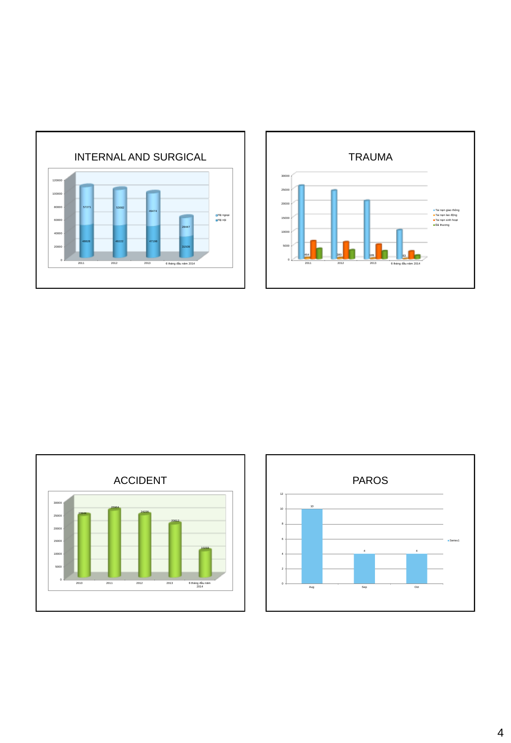## INTERNAL AND SURGICAL

| | 2011 | 2012 | 2013 | 6 tháng đầu năm 2014 |
|---|---|---|---|---|
| Hệ ngoại | 57271 | 53682 | 49474 | 28447 |
| Hệ nội | 48828 | 48222 | 47198 | 31509 |

## TRAUMA

Tai nạn giao thông; Tai nạn lao động; Tai nạn sinh hoạt; Đả thương

| | 2011 | 2012 | 2013 | 6 tháng đầu năm 2014 |
|---|---|---|---|---|
| Tai nạn lao động | 464 | 380 | 199 | 83 |

## ACCIDENT

| 2010 | 2011 | 2012 | 2013 | 6 tháng đầu năm 2014 |
|---|---|---|---|---|
| 23944 | 25964 | 24226 | 20612 | 10233 |

## PAROS

| | Aug | Sep | Oct |
|---|---|---|---|
| Series1 | 10 | 4 | 4 |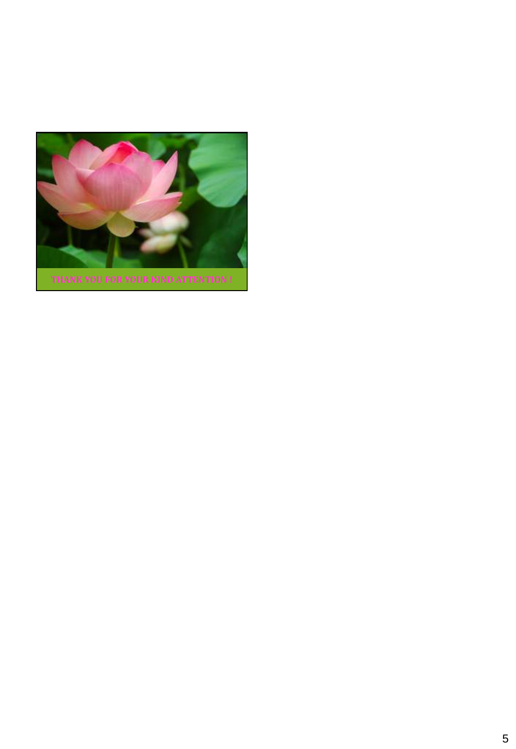THANK YOU FOR YOUR KIND ATTENTION !